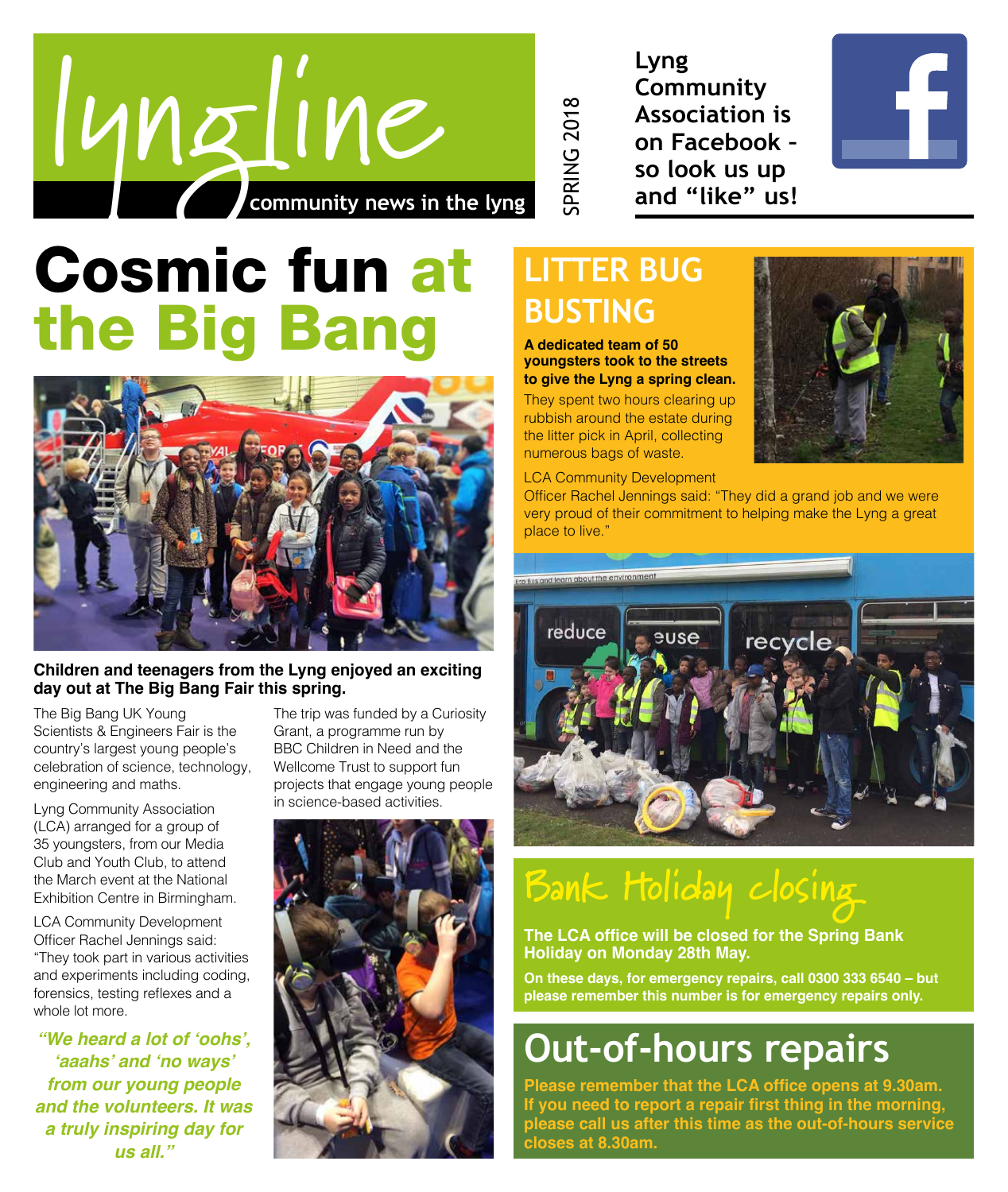# lyngline

community news in the lyng

SPRING 2018

**Lyng Community Association is on Facebook – so look us up and "like" us!**

# Cosmic fun at the Big Bang

**Children and teenagers from the Lyng enjoyed an exciting day out at The Big Bang Fair this spring.**

The Big Bang UK Young Scientists & Engineers Fair is the country's largest young people's celebration of science, technology, engineering and maths.

Lyng Community Association (LCA) arranged for a group of 35 youngsters, from our Media Club and Youth Club, to attend the March event at the National Exhibition Centre in Birmingham.

LCA Community Development Officer Rachel Jennings said: "They took part in various activities and experiments including coding, forensics, testing reflexes and a whole lot more.

***"We heard a lot of 'oohs', 'aaahs' and 'no ways' from our young people and the volunteers. It was a truly inspiring day for us all."***

The trip was funded by a Curiosity Grant, a programme run by BBC Children in Need and the Wellcome Trust to support fun projects that engage young people in science-based activities.

## LITTER BUG BUSTING

**A dedicated team of 50 youngsters took to the streets to give the Lyng a spring clean.**

They spent two hours clearing up rubbish around the estate during the litter pick in April, collecting numerous bags of waste.

LCA Community Development Officer Rachel Jennings said: "They did a grand job and we were very proud of their commitment to helping make the Lyng a great place to live."

## Bank Holiday closing

**The LCA office will be closed for the Spring Bank Holiday on Monday 28th May.**

**On these days, for emergency repairs, call 0300 333 6540 – but please remember this number is for emergency repairs only.**

## Out-of-hours repairs

**Please remember that the LCA office opens at 9.30am. If you need to report a repair first thing in the morning, please call us after this time as the out-of-hours service closes at 8.30am.**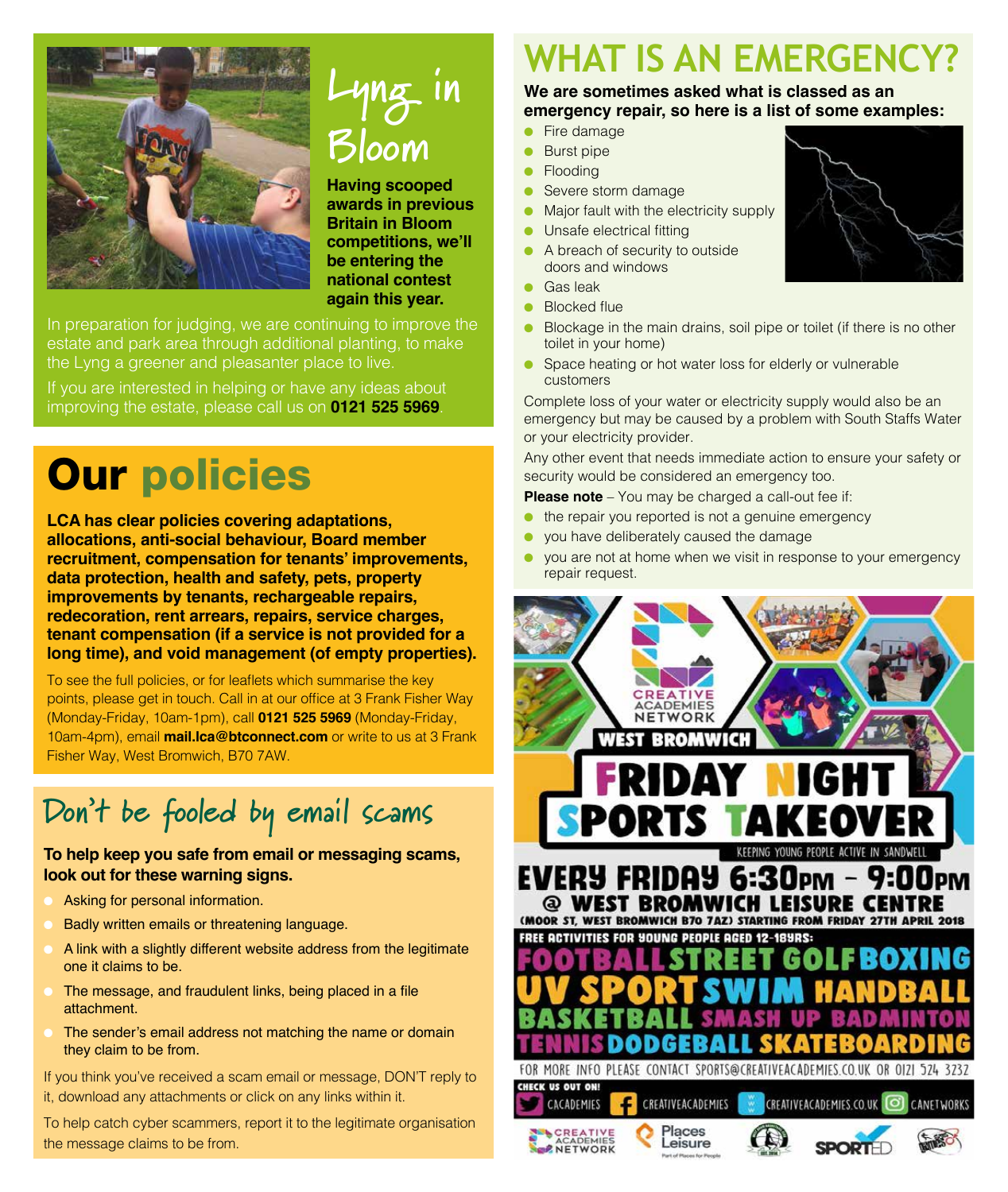## Lyng in Bloom

**Having scooped awards in previous Britain in Bloom competitions, we'll be entering the national contest again this year.**

In preparation for judging, we are continuing to improve the estate and park area through additional planting, to make the Lyng a greener and pleasanter place to live.

If you are interested in helping or have any ideas about improving the estate, please call us on **0121 525 5969**.

## Our policies

**LCA has clear policies covering adaptations, allocations, anti-social behaviour, Board member recruitment, compensation for tenants' improvements, data protection, health and safety, pets, property improvements by tenants, rechargeable repairs, redecoration, rent arrears, repairs, service charges, tenant compensation (if a service is not provided for a long time), and void management (of empty properties).**

To see the full policies, or for leaflets which summarise the key points, please get in touch. Call in at our office at 3 Frank Fisher Way (Monday-Friday, 10am-1pm), call **0121 525 5969** (Monday-Friday, 10am-4pm), email **mail.lca@btconnect.com** or write to us at 3 Frank Fisher Way, West Bromwich, B70 7AW.

## Don't be fooled by email scams

**To help keep you safe from email or messaging scams, look out for these warning signs.**

- Asking for personal information.
- Badly written emails or threatening language.
- A link with a slightly different website address from the legitimate one it claims to be.
- The message, and fraudulent links, being placed in a file attachment.
- The sender's email address not matching the name or domain they claim to be from.

If you think you've received a scam email or message, DON'T reply to it, download any attachments or click on any links within it.

To help catch cyber scammers, report it to the legitimate organisation the message claims to be from.

## WHAT IS AN EMERGENCY?

**We are sometimes asked what is classed as an emergency repair, so here is a list of some examples:**

- Fire damage
- Burst pipe
- Flooding
- Severe storm damage
- Major fault with the electricity supply
- Unsafe electrical fitting
- A breach of security to outside doors and windows
- Gas leak
- Blocked flue
- Blockage in the main drains, soil pipe or toilet (if there is no other toilet in your home)
- Space heating or hot water loss for elderly or vulnerable customers

Complete loss of your water or electricity supply would also be an emergency but may be caused by a problem with South Staffs Water or your electricity provider.

Any other event that needs immediate action to ensure your safety or security would be considered an emergency too.

**Please note** – You may be charged a call-out fee if:

- the repair you reported is not a genuine emergency
- you have deliberately caused the damage
- you are not at home when we visit in response to your emergency repair request.

CREATIVE ACADEMIES NETWORK

WEST BROMWICH

# FRIDAY NIGHT SPORTS TAKEOVER

KEEPING YOUNG PEOPLE ACTIVE IN SANDWELL

**EVERY FRIDAY 6:30PM – 9:00PM**

**@ WEST BROMWICH LEISURE CENTRE**

(MOOR ST, WEST BROMWICH B70 7AZ) STARTING FROM FRIDAY 27TH APRIL 2018

FREE ACTIVITIES FOR YOUNG PEOPLE AGED 12-18YRS:

FOOTBALL STREET GOLF BOXING UV SPORT SWIM HANDBALL BASKETBALL SMASH UP BADMINTON TENNIS DODGEBALL SKATEBOARDING

FOR MORE INFO PLEASE CONTACT SPORTS@CREATIVEACADEMIES.CO.UK OR 0121 524 3232

CHECK US OUT ON!

CACADEMIES | CREATIVEACADEMIES | CREATIVEACADEMIES.CO.UK | CANETWORKS

CREATIVE ACADEMIES NETWORK | Places Leisure | SPORTED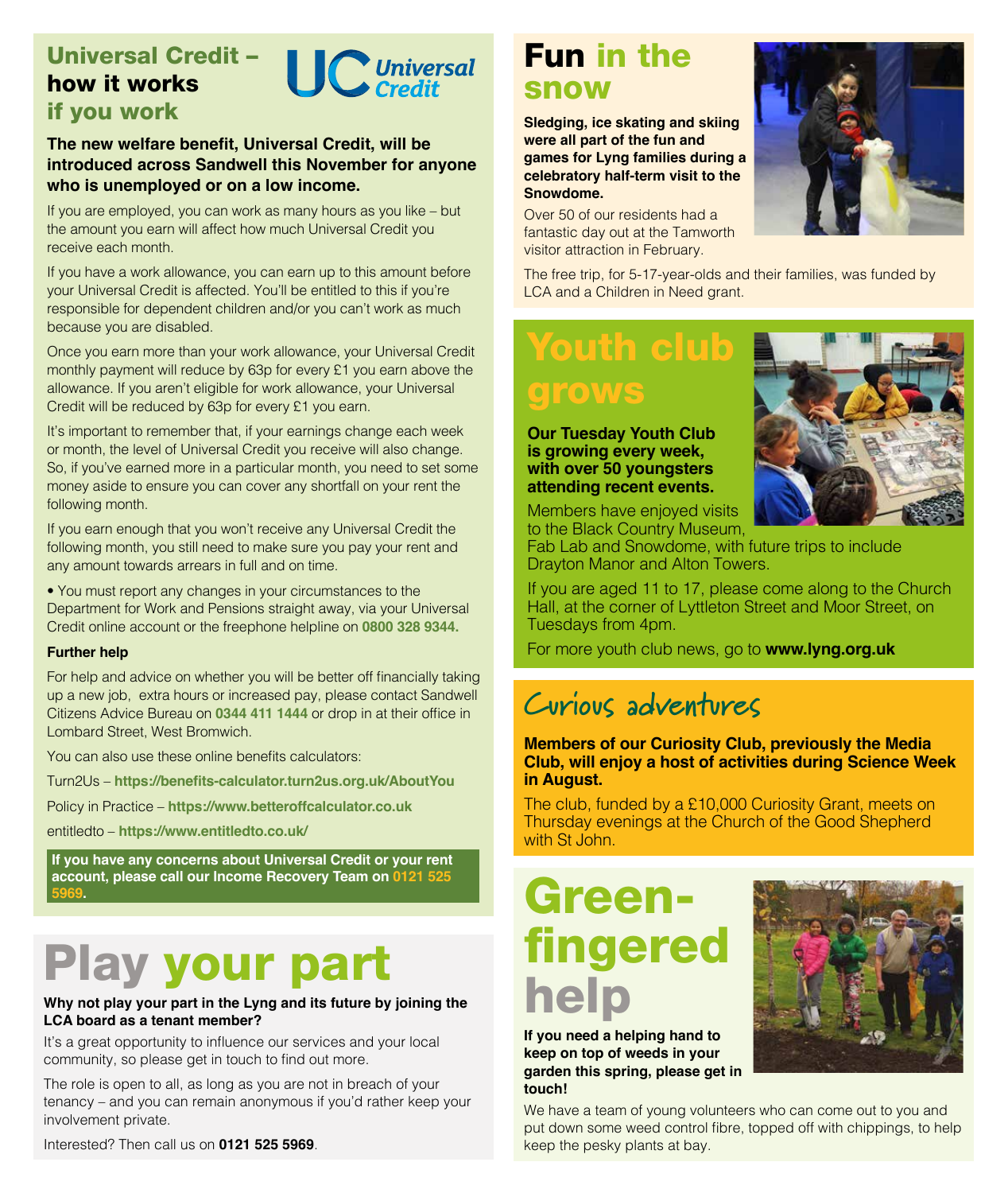## Universal Credit – how it works if you work

**The new welfare benefit, Universal Credit, will be introduced across Sandwell this November for anyone who is unemployed or on a low income.**

If you are employed, you can work as many hours as you like – but the amount you earn will affect how much Universal Credit you receive each month.

If you have a work allowance, you can earn up to this amount before your Universal Credit is affected. You'll be entitled to this if you're responsible for dependent children and/or you can't work as much because you are disabled.

Once you earn more than your work allowance, your Universal Credit monthly payment will reduce by 63p for every £1 you earn above the allowance. If you aren't eligible for work allowance, your Universal Credit will be reduced by 63p for every £1 you earn.

It's important to remember that, if your earnings change each week or month, the level of Universal Credit you receive will also change. So, if you've earned more in a particular month, you need to set some money aside to ensure you can cover any shortfall on your rent the following month.

If you earn enough that you won't receive any Universal Credit the following month, you still need to make sure you pay your rent and any amount towards arrears in full and on time.

- You must report any changes in your circumstances to the Department for Work and Pensions straight away, via your Universal Credit online account or the freephone helpline on **0800 328 9344.**

**Further help**

For help and advice on whether you will be better off financially taking up a new job, extra hours or increased pay, please contact Sandwell Citizens Advice Bureau on **0344 411 1444** or drop in at their office in Lombard Street, West Bromwich.

You can also use these online benefits calculators:

Turn2Us – **https://benefits-calculator.turn2us.org.uk/AboutYou**

Policy in Practice – **https://www.betteroffcalculator.co.uk**

entitledto – **https://www.entitledto.co.uk/**

**If you have any concerns about Universal Credit or your rent account, please call our Income Recovery Team on 0121 525 5969.**

# Play your part

**Why not play your part in the Lyng and its future by joining the LCA board as a tenant member?**

It's a great opportunity to influence our services and your local community, so please get in touch to find out more.

The role is open to all, as long as you are not in breach of your tenancy – and you can remain anonymous if you'd rather keep your involvement private.

Interested? Then call us on **0121 525 5969**.

# Fun in the snow

**Sledging, ice skating and skiing were all part of the fun and games for Lyng families during a celebratory half-term visit to the Snowdome.**

Over 50 of our residents had a fantastic day out at the Tamworth visitor attraction in February.

The free trip, for 5-17-year-olds and their families, was funded by LCA and a Children in Need grant.

# Youth club grows

**Our Tuesday Youth Club is growing every week, with over 50 youngsters attending recent events.**

Members have enjoyed visits to the Black Country Museum, Fab Lab and Snowdome, with future trips to include Drayton Manor and Alton Towers.

If you are aged 11 to 17, please come along to the Church Hall, at the corner of Lyttleton Street and Moor Street, on Tuesdays from 4pm.

For more youth club news, go to **www.lyng.org.uk**

# Curious adventures

**Members of our Curiosity Club, previously the Media Club, will enjoy a host of activities during Science Week in August.**

The club, funded by a £10,000 Curiosity Grant, meets on Thursday evenings at the Church of the Good Shepherd with St John.

# Green-fingered help

**If you need a helping hand to keep on top of weeds in your garden this spring, please get in touch!**

We have a team of young volunteers who can come out to you and put down some weed control fibre, topped off with chippings, to help keep the pesky plants at bay.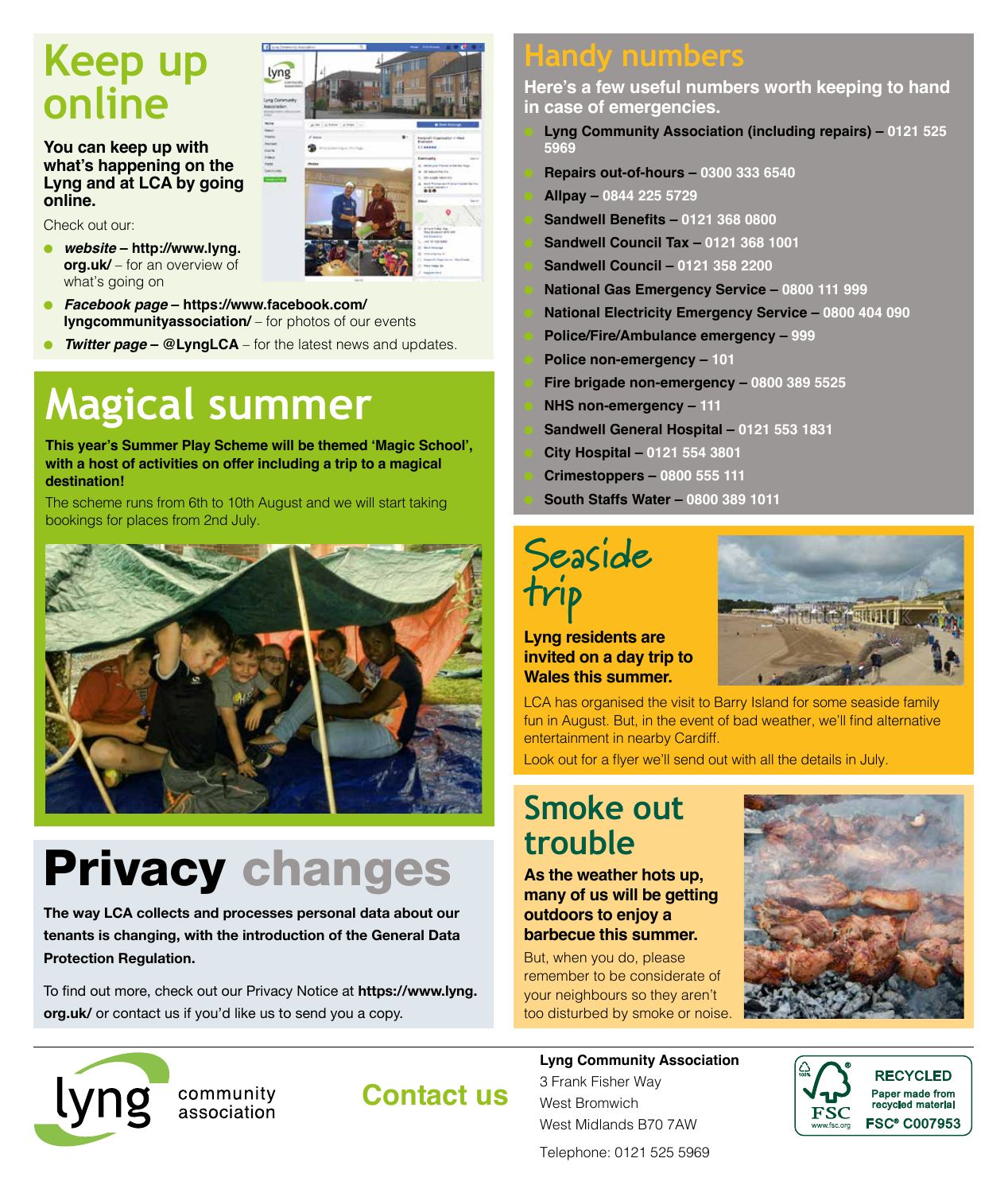# Keep up online

**You can keep up with what's happening on the Lyng and at LCA by going online.**

Check out our:

- ***website* – http://www.lyng.org.uk/** – for an overview of what's going on
- ***Facebook page* – https://www.facebook.com/lyngcommunityassociation/** – for photos of our events
- ***Twitter page* – @LyngLCA** – for the latest news and updates.

# Magical summer

**This year's Summer Play Scheme will be themed 'Magic School', with a host of activities on offer including a trip to a magical destination!**

The scheme runs from 6th to 10th August and we will start taking bookings for places from 2nd July.

# Privacy changes

**The way LCA collects and processes personal data about our tenants is changing, with the introduction of the General Data Protection Regulation.**

To find out more, check out our Privacy Notice at **https://www.lyng.org.uk/** or contact us if you'd like us to send you a copy.

# Handy numbers

**Here's a few useful numbers worth keeping to hand in case of emergencies.**

- **Lyng Community Association (including repairs) – 0121 525 5969**
- **Repairs out-of-hours – 0300 333 6540**
- **Allpay – 0844 225 5729**
- **Sandwell Benefits – 0121 368 0800**
- **Sandwell Council Tax – 0121 368 1001**
- **Sandwell Council – 0121 358 2200**
- **National Gas Emergency Service – 0800 111 999**
- **National Electricity Emergency Service – 0800 404 090**
- **Police/Fire/Ambulance emergency – 999**
- **Police non-emergency – 101**
- **Fire brigade non-emergency – 0800 389 5525**
- **NHS non-emergency – 111**
- **Sandwell General Hospital – 0121 553 1831**
- **City Hospital – 0121 554 3801**
- **Crimestoppers – 0800 555 111**
- **South Staffs Water – 0800 389 1011**

# Seaside trip

**Lyng residents are invited on a day trip to Wales this summer.**

LCA has organised the visit to Barry Island for some seaside family fun in August. But, in the event of bad weather, we'll find alternative entertainment in nearby Cardiff.

Look out for a flyer we'll send out with all the details in July.

# Smoke out trouble

**As the weather hots up, many of us will be getting outdoors to enjoy a barbecue this summer.**

But, when you do, please remember to be considerate of your neighbours so they aren't too disturbed by smoke or noise.

lyng community association

## Contact us

**Lyng Community Association**
3 Frank Fisher Way
West Bromwich
West Midlands B70 7AW

Telephone: 0121 525 5969

RECYCLED
Paper made from recycled material
FSC® C007953